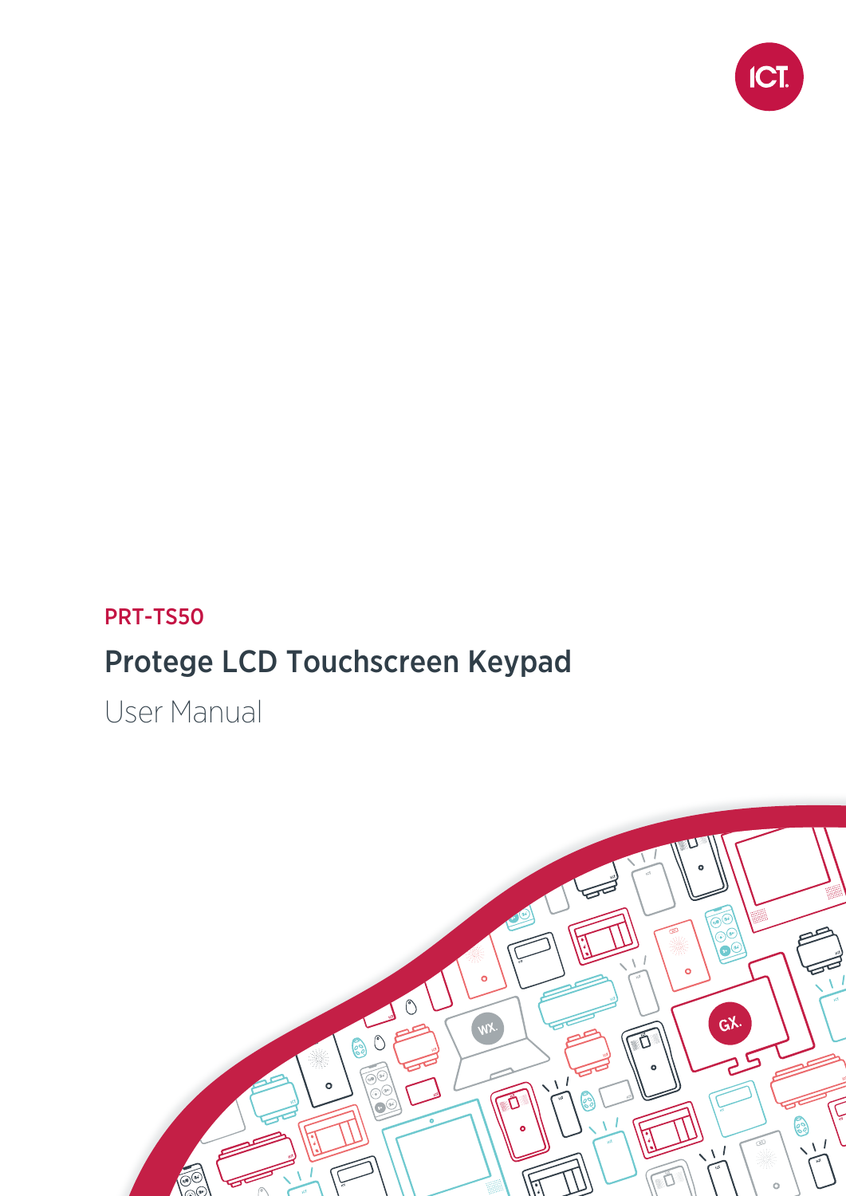PRT-TS50

# Protege LCD Touchscreen Keypad

User Manual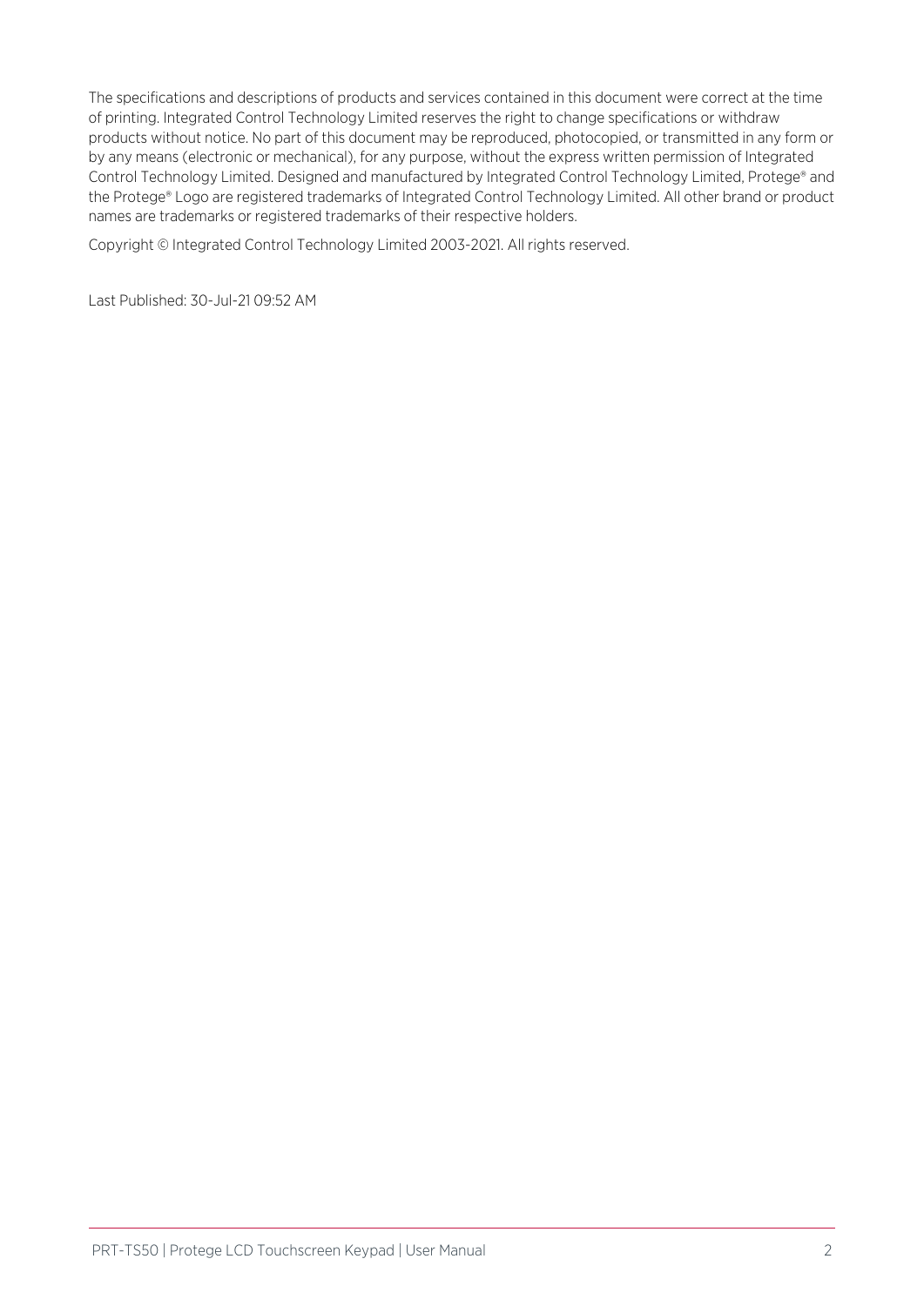The specifications and descriptions of products and services contained in this document were correct at the time of printing. Integrated Control Technology Limited reserves the right to change specifications or withdraw products without notice. No part of this document may be reproduced, photocopied, or transmitted in any form or by any means (electronic or mechanical), for any purpose, without the express written permission of Integrated Control Technology Limited. Designed and manufactured by Integrated Control Technology Limited, Protege® and the Protege® Logo are registered trademarks of Integrated Control Technology Limited. All other brand or product names are trademarks or registered trademarks of their respective holders.

Copyright © Integrated Control Technology Limited 2003-2021. All rights reserved.

Last Published: 30-Jul-21 09:52 AM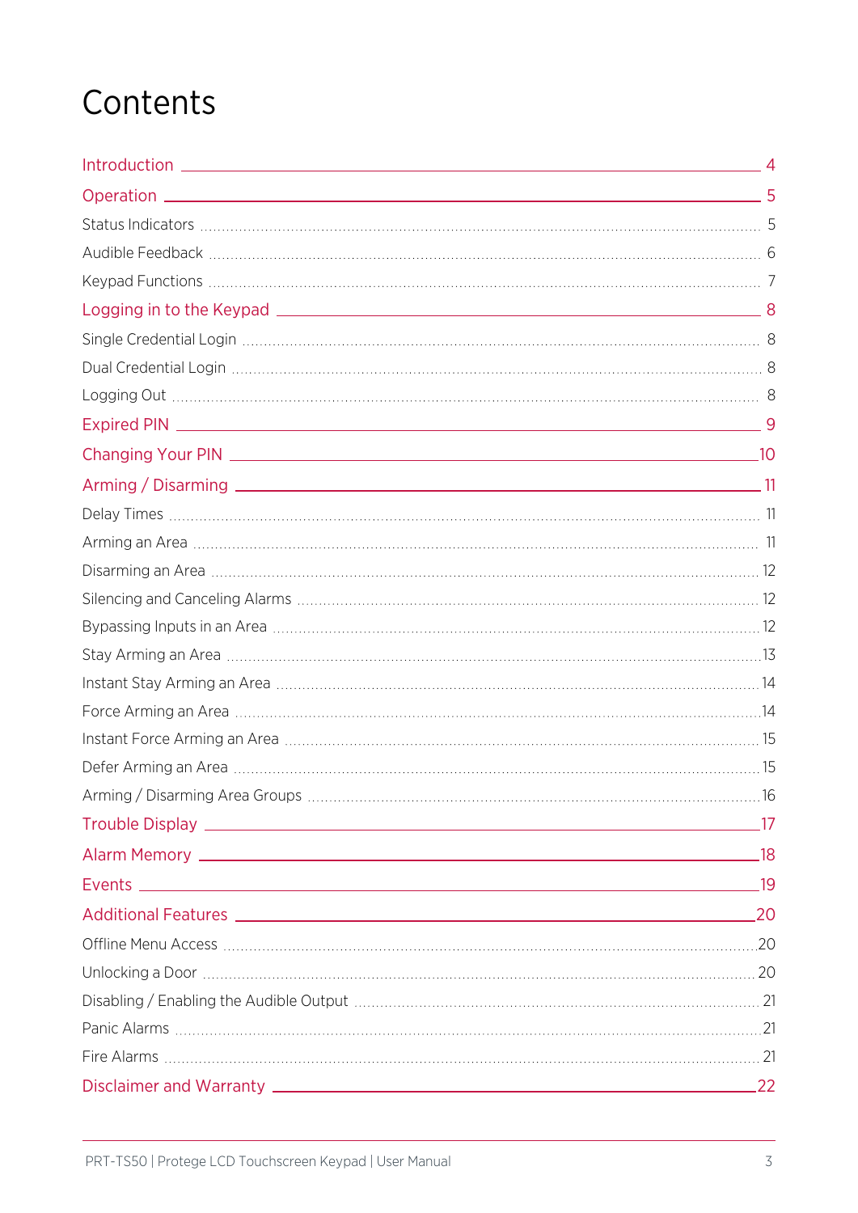# Contents

- Introduction ... 4
- Operation ... 5
  - Status Indicators ... 5
  - Audible Feedback ... 6
  - Keypad Functions ... 7
- Logging in to the Keypad ... 8
  - Single Credential Login ... 8
  - Dual Credential Login ... 8
  - Logging Out ... 8
- Expired PIN ... 9
- Changing Your PIN ... 10
- Arming / Disarming ... 11
  - Delay Times ... 11
  - Arming an Area ... 11
  - Disarming an Area ... 12
  - Silencing and Canceling Alarms ... 12
  - Bypassing Inputs in an Area ... 12
  - Stay Arming an Area ... 13
  - Instant Stay Arming an Area ... 14
  - Force Arming an Area ... 14
  - Instant Force Arming an Area ... 15
  - Defer Arming an Area ... 15
  - Arming / Disarming Area Groups ... 16
- Trouble Display ... 17
- Alarm Memory ... 18
- Events ... 19
- Additional Features ... 20
  - Offline Menu Access ... 20
  - Unlocking a Door ... 20
  - Disabling / Enabling the Audible Output ... 21
  - Panic Alarms ... 21
  - Fire Alarms ... 21
- Disclaimer and Warranty ... 22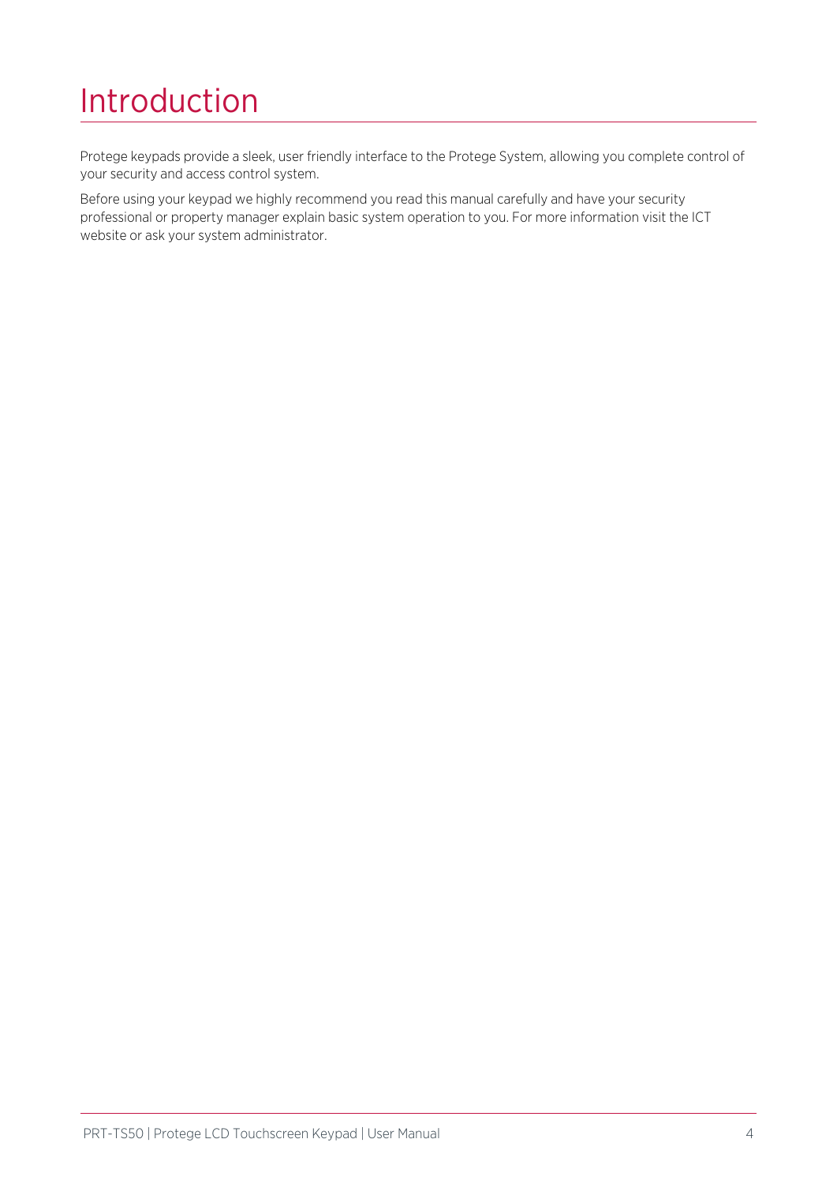# Introduction

Protege keypads provide a sleek, user friendly interface to the Protege System, allowing you complete control of your security and access control system.

Before using your keypad we highly recommend you read this manual carefully and have your security professional or property manager explain basic system operation to you. For more information visit the ICT website or ask your system administrator.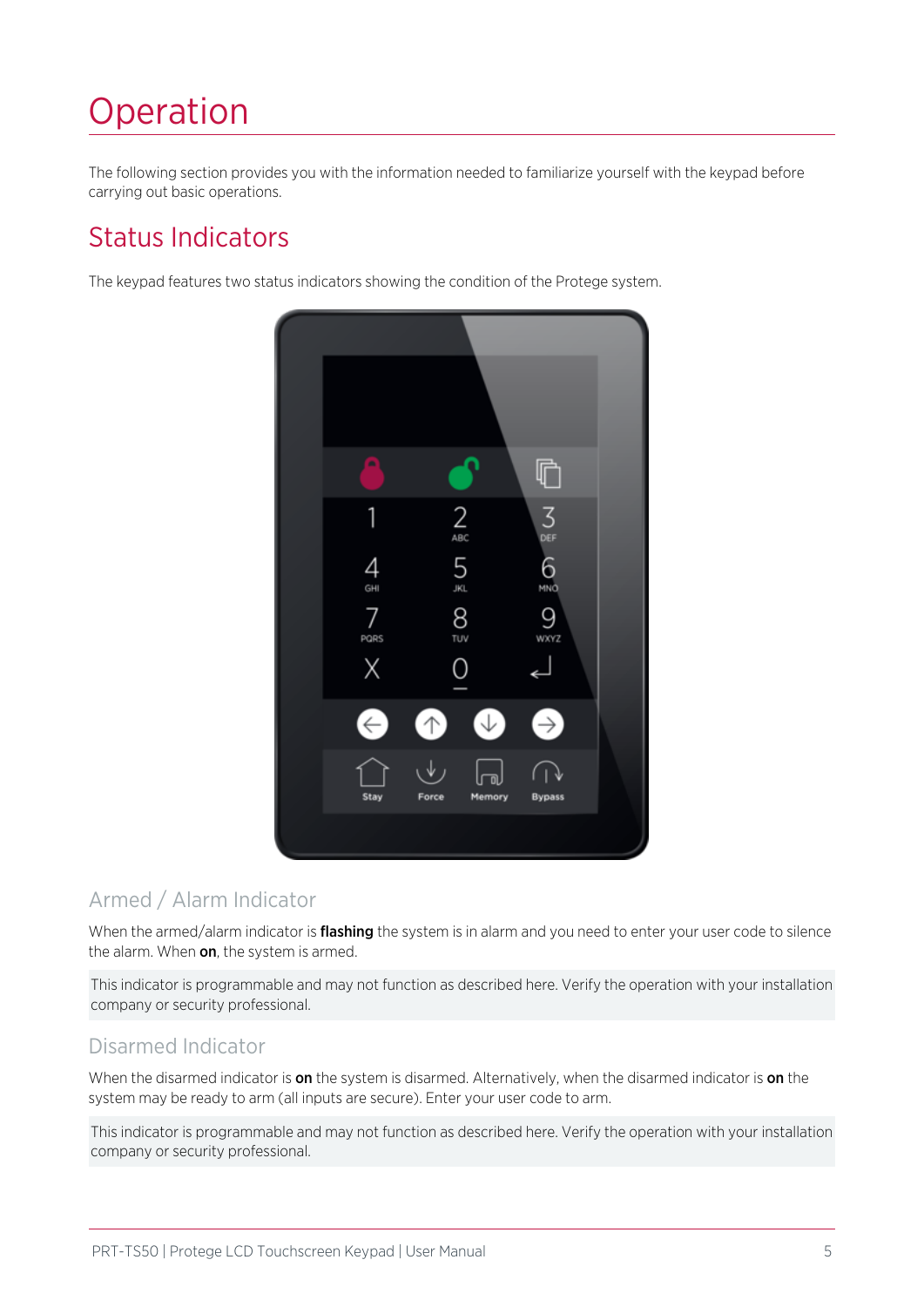# Operation

The following section provides you with the information needed to familiarize yourself with the keypad before carrying out basic operations.

## Status Indicators

The keypad features two status indicators showing the condition of the Protege system.

### Armed / Alarm Indicator

When the armed/alarm indicator is **flashing** the system is in alarm and you need to enter your user code to silence the alarm. When **on**, the system is armed.

This indicator is programmable and may not function as described here. Verify the operation with your installation company or security professional.

### Disarmed Indicator

When the disarmed indicator is **on** the system is disarmed. Alternatively, when the disarmed indicator is **on** the system may be ready to arm (all inputs are secure). Enter your user code to arm.

This indicator is programmable and may not function as described here. Verify the operation with your installation company or security professional.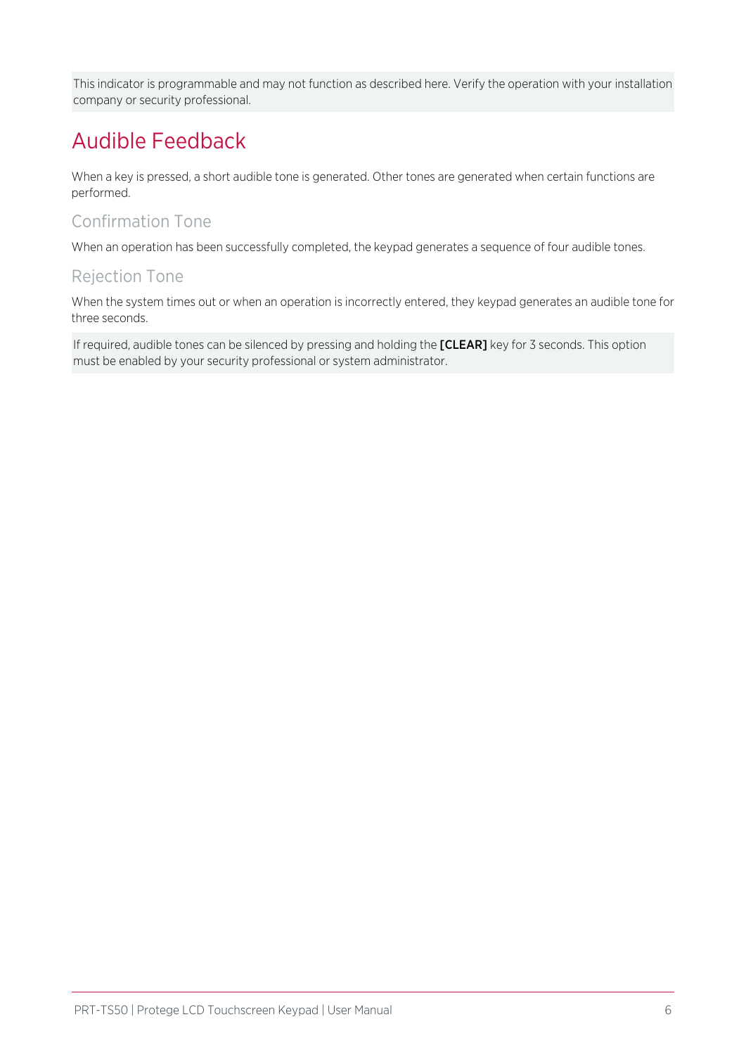This indicator is programmable and may not function as described here. Verify the operation with your installation company or security professional.

## Audible Feedback

When a key is pressed, a short audible tone is generated. Other tones are generated when certain functions are performed.

### Confirmation Tone

When an operation has been successfully completed, the keypad generates a sequence of four audible tones.

### Rejection Tone

When the system times out or when an operation is incorrectly entered, they keypad generates an audible tone for three seconds.

If required, audible tones can be silenced by pressing and holding the **[CLEAR]** key for 3 seconds. This option must be enabled by your security professional or system administrator.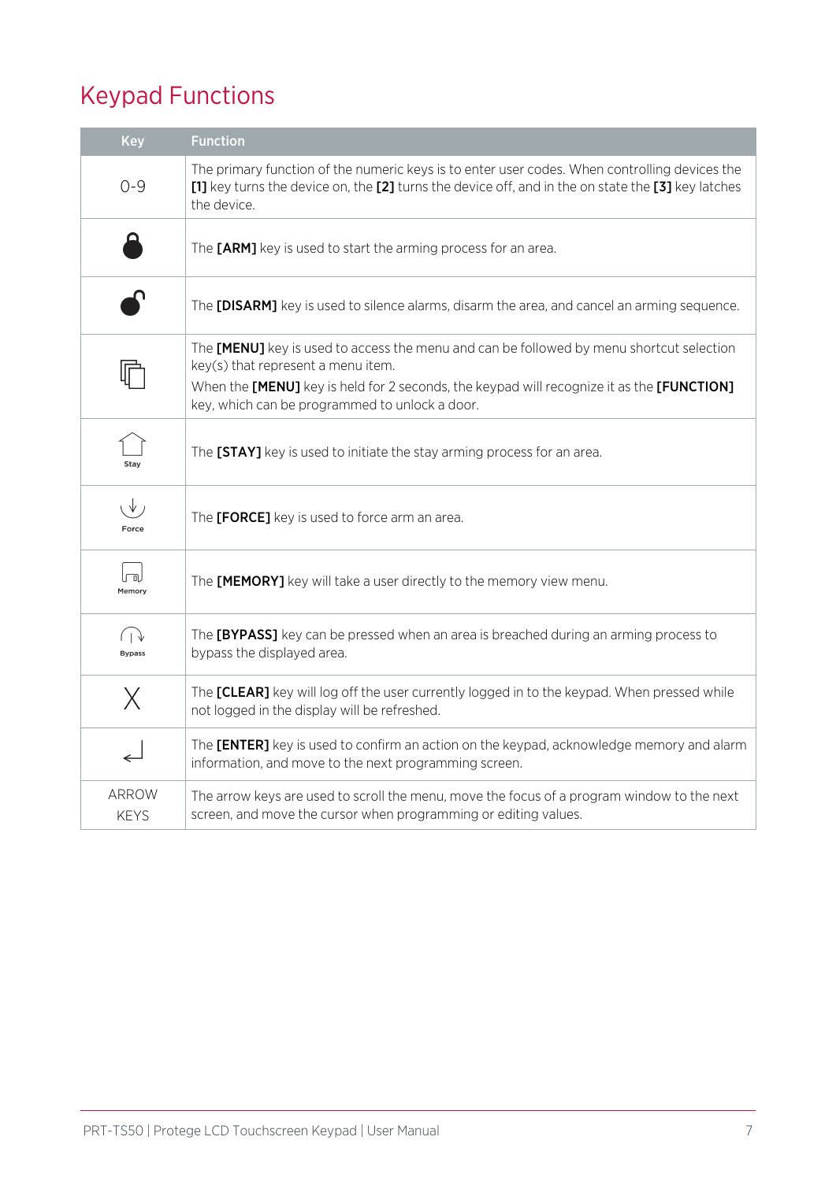# Keypad Functions

| Key | Function |
| --- | --- |
| 0-9 | The primary function of the numeric keys is to enter user codes. When controlling devices the **[1]** key turns the device on, the **[2]** turns the device off, and in the on state the **[3]** key latches the device. |
| | The **[ARM]** key is used to start the arming process for an area. |
| | The **[DISARM]** key is used to silence alarms, disarm the area, and cancel an arming sequence. |
| | The **[MENU]** key is used to access the menu and can be followed by menu shortcut selection key(s) that represent a menu item.<br>When the **[MENU]** key is held for 2 seconds, the keypad will recognize it as the **[FUNCTION]** key, which can be programmed to unlock a door. |
| Stay | The **[STAY]** key is used to initiate the stay arming process for an area. |
| Force | The **[FORCE]** key is used to force arm an area. |
| Memory | The **[MEMORY]** key will take a user directly to the memory view menu. |
| Bypass | The **[BYPASS]** key can be pressed when an area is breached during an arming process to bypass the displayed area. |
| X | The **[CLEAR]** key will log off the user currently logged in to the keypad. When pressed while not logged in the display will be refreshed. |
| ↵ | The **[ENTER]** key is used to confirm an action on the keypad, acknowledge memory and alarm information, and move to the next programming screen. |
| ARROW KEYS | The arrow keys are used to scroll the menu, move the focus of a program window to the next screen, and move the cursor when programming or editing values. |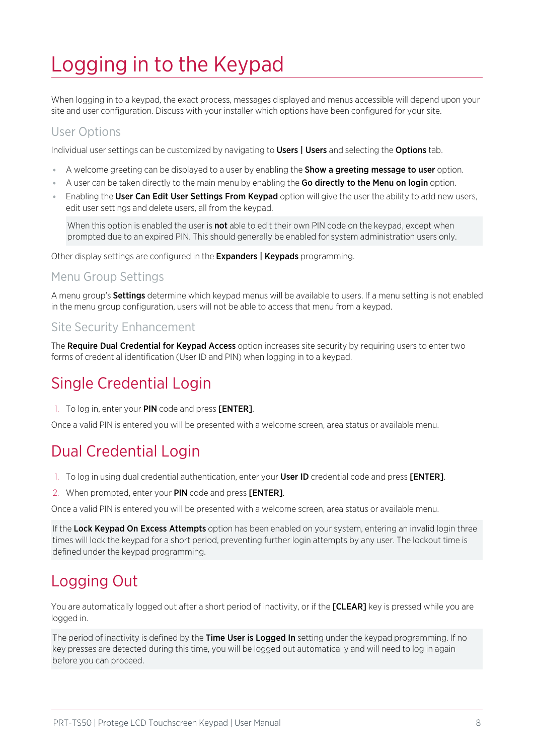# Logging in to the Keypad

When logging in to a keypad, the exact process, messages displayed and menus accessible will depend upon your site and user configuration. Discuss with your installer which options have been configured for your site.

### User Options

Individual user settings can be customized by navigating to **Users | Users** and selecting the **Options** tab.

- A welcome greeting can be displayed to a user by enabling the **Show a greeting message to user** option.
- A user can be taken directly to the main menu by enabling the **Go directly to the Menu on login** option.
- Enabling the **User Can Edit User Settings From Keypad** option will give the user the ability to add new users, edit user settings and delete users, all from the keypad.

When this option is enabled the user is **not** able to edit their own PIN code on the keypad, except when prompted due to an expired PIN. This should generally be enabled for system administration users only.

Other display settings are configured in the **Expanders | Keypads** programming.

### Menu Group Settings

A menu group's **Settings** determine which keypad menus will be available to users. If a menu setting is not enabled in the menu group configuration, users will not be able to access that menu from a keypad.

### Site Security Enhancement

The **Require Dual Credential for Keypad Access** option increases site security by requiring users to enter two forms of credential identification (User ID and PIN) when logging in to a keypad.

## Single Credential Login

1. To log in, enter your **PIN** code and press **[ENTER]**.

Once a valid PIN is entered you will be presented with a welcome screen, area status or available menu.

## Dual Credential Login

1. To log in using dual credential authentication, enter your **User ID** credential code and press **[ENTER]**.
2. When prompted, enter your **PIN** code and press **[ENTER]**.

Once a valid PIN is entered you will be presented with a welcome screen, area status or available menu.

If the **Lock Keypad On Excess Attempts** option has been enabled on your system, entering an invalid login three times will lock the keypad for a short period, preventing further login attempts by any user. The lockout time is defined under the keypad programming.

## Logging Out

You are automatically logged out after a short period of inactivity, or if the **[CLEAR]** key is pressed while you are logged in.

The period of inactivity is defined by the **Time User is Logged In** setting under the keypad programming. If no key presses are detected during this time, you will be logged out automatically and will need to log in again before you can proceed.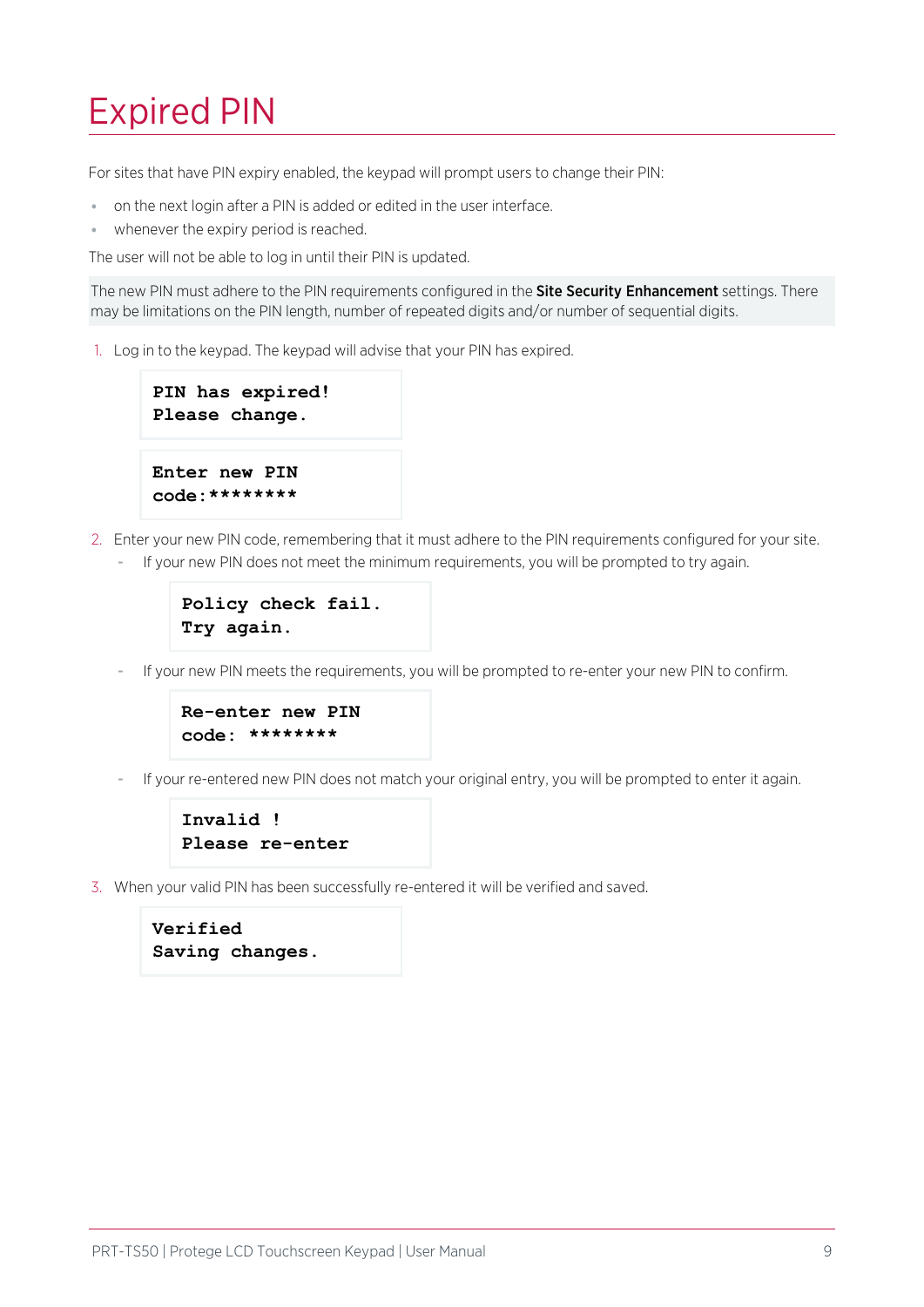# Expired PIN

For sites that have PIN expiry enabled, the keypad will prompt users to change their PIN:

- on the next login after a PIN is added or edited in the user interface.
- whenever the expiry period is reached.

The user will not be able to log in until their PIN is updated.

The new PIN must adhere to the PIN requirements configured in the **Site Security Enhancement** settings. There may be limitations on the PIN length, number of repeated digits and/or number of sequential digits.

1. Log in to the keypad. The keypad will advise that your PIN has expired.

   ```
   PIN has expired!
   Please change.
   ```

   ```
   Enter new PIN
   code:********
   ```

2. Enter your new PIN code, remembering that it must adhere to the PIN requirements configured for your site.
   - If your new PIN does not meet the minimum requirements, you will be prompted to try again.

     ```
     Policy check fail.
     Try again.
     ```

   - If your new PIN meets the requirements, you will be prompted to re-enter your new PIN to confirm.

     ```
     Re-enter new PIN
     code: ********
     ```

   - If your re-entered new PIN does not match your original entry, you will be prompted to enter it again.

     ```
     Invalid !
     Please re-enter
     ```

3. When your valid PIN has been successfully re-entered it will be verified and saved.

   ```
   Verified
   Saving changes.
   ```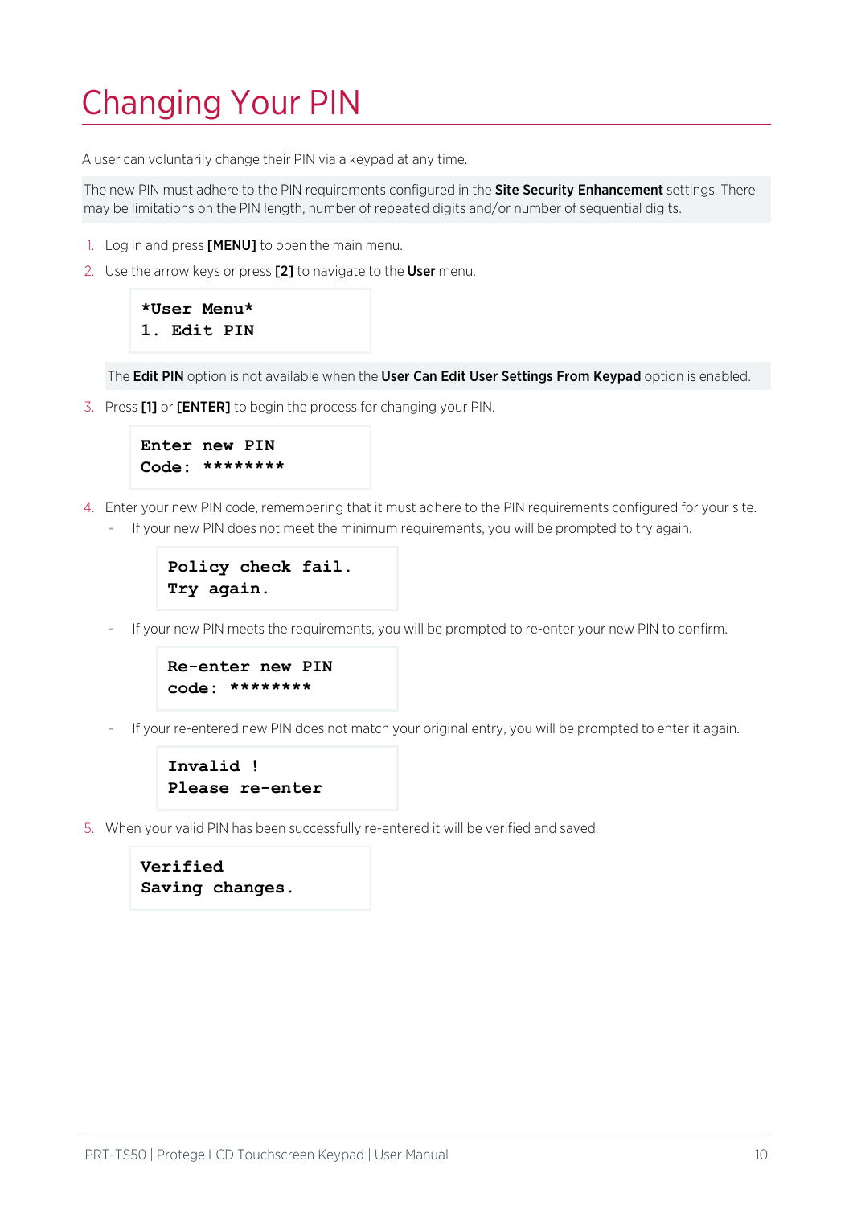# Changing Your PIN

A user can voluntarily change their PIN via a keypad at any time.

> The new PIN must adhere to the PIN requirements configured in the **Site Security Enhancement** settings. There may be limitations on the PIN length, number of repeated digits and/or number of sequential digits.

1. Log in and press **[MENU]** to open the main menu.
2. Use the arrow keys or press **[2]** to navigate to the **User** menu.

   ```
   *User Menu*
   1. Edit PIN
   ```

   > The **Edit PIN** option is not available when the **User Can Edit User Settings From Keypad** option is enabled.

3. Press **[1]** or **[ENTER]** to begin the process for changing your PIN.

   ```
   Enter new PIN
   Code: ********
   ```

4. Enter your new PIN code, remembering that it must adhere to the PIN requirements configured for your site.
   - If your new PIN does not meet the minimum requirements, you will be prompted to try again.

     ```
     Policy check fail.
     Try again.
     ```

   - If your new PIN meets the requirements, you will be prompted to re-enter your new PIN to confirm.

     ```
     Re-enter new PIN
     code: ********
     ```

   - If your re-entered new PIN does not match your original entry, you will be prompted to enter it again.

     ```
     Invalid !
     Please re-enter
     ```

5. When your valid PIN has been successfully re-entered it will be verified and saved.

   ```
   Verified
   Saving changes.
   ```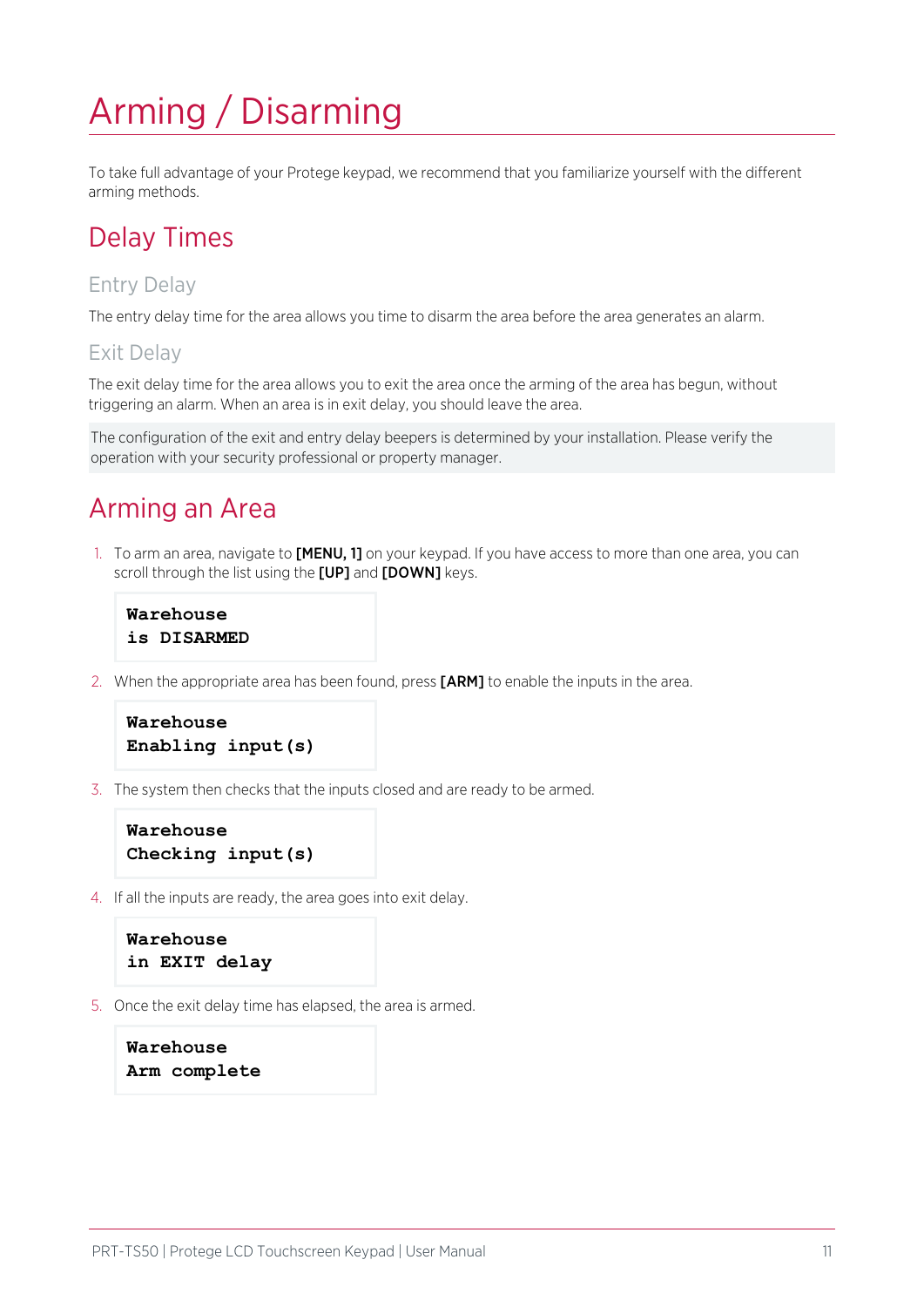# Arming / Disarming

To take full advantage of your Protege keypad, we recommend that you familiarize yourself with the different arming methods.

## Delay Times

### Entry Delay

The entry delay time for the area allows you time to disarm the area before the area generates an alarm.

### Exit Delay

The exit delay time for the area allows you to exit the area once the arming of the area has begun, without triggering an alarm. When an area is in exit delay, you should leave the area.

> The configuration of the exit and entry delay beepers is determined by your installation. Please verify the operation with your security professional or property manager.

## Arming an Area

1. To arm an area, navigate to **[MENU, 1]** on your keypad. If you have access to more than one area, you can scroll through the list using the **[UP]** and **[DOWN]** keys.

   ```
   Warehouse
   is DISARMED
   ```

2. When the appropriate area has been found, press **[ARM]** to enable the inputs in the area.

   ```
   Warehouse
   Enabling input(s)
   ```

3. The system then checks that the inputs closed and are ready to be armed.

   ```
   Warehouse
   Checking input(s)
   ```

4. If all the inputs are ready, the area goes into exit delay.

   ```
   Warehouse
   in EXIT delay
   ```

5. Once the exit delay time has elapsed, the area is armed.

   ```
   Warehouse
   Arm complete
   ```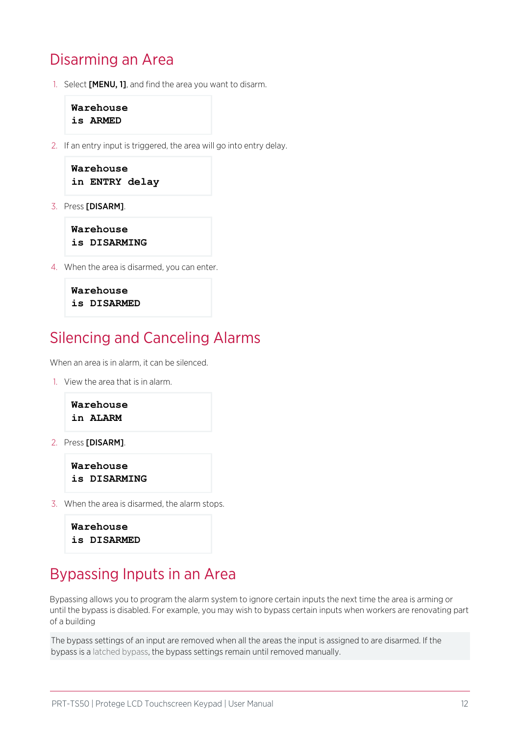# Disarming an Area

1. Select **[MENU, 1]**, and find the area you want to disarm.

```
Warehouse
is ARMED
```

2. If an entry input is triggered, the area will go into entry delay.

```
Warehouse
in ENTRY delay
```

3. Press **[DISARM]**.

```
Warehouse
is DISARMING
```

4. When the area is disarmed, you can enter.

```
Warehouse
is DISARMED
```

# Silencing and Canceling Alarms

When an area is in alarm, it can be silenced.

1. View the area that is in alarm.

```
Warehouse
in ALARM
```

2. Press **[DISARM]**.

```
Warehouse
is DISARMING
```

3. When the area is disarmed, the alarm stops.

```
Warehouse
is DISARMED
```

# Bypassing Inputs in an Area

Bypassing allows you to program the alarm system to ignore certain inputs the next time the area is arming or until the bypass is disabled. For example, you may wish to bypass certain inputs when workers are renovating part of a building

The bypass settings of an input are removed when all the areas the input is assigned to are disarmed. If the bypass is a latched bypass, the bypass settings remain until removed manually.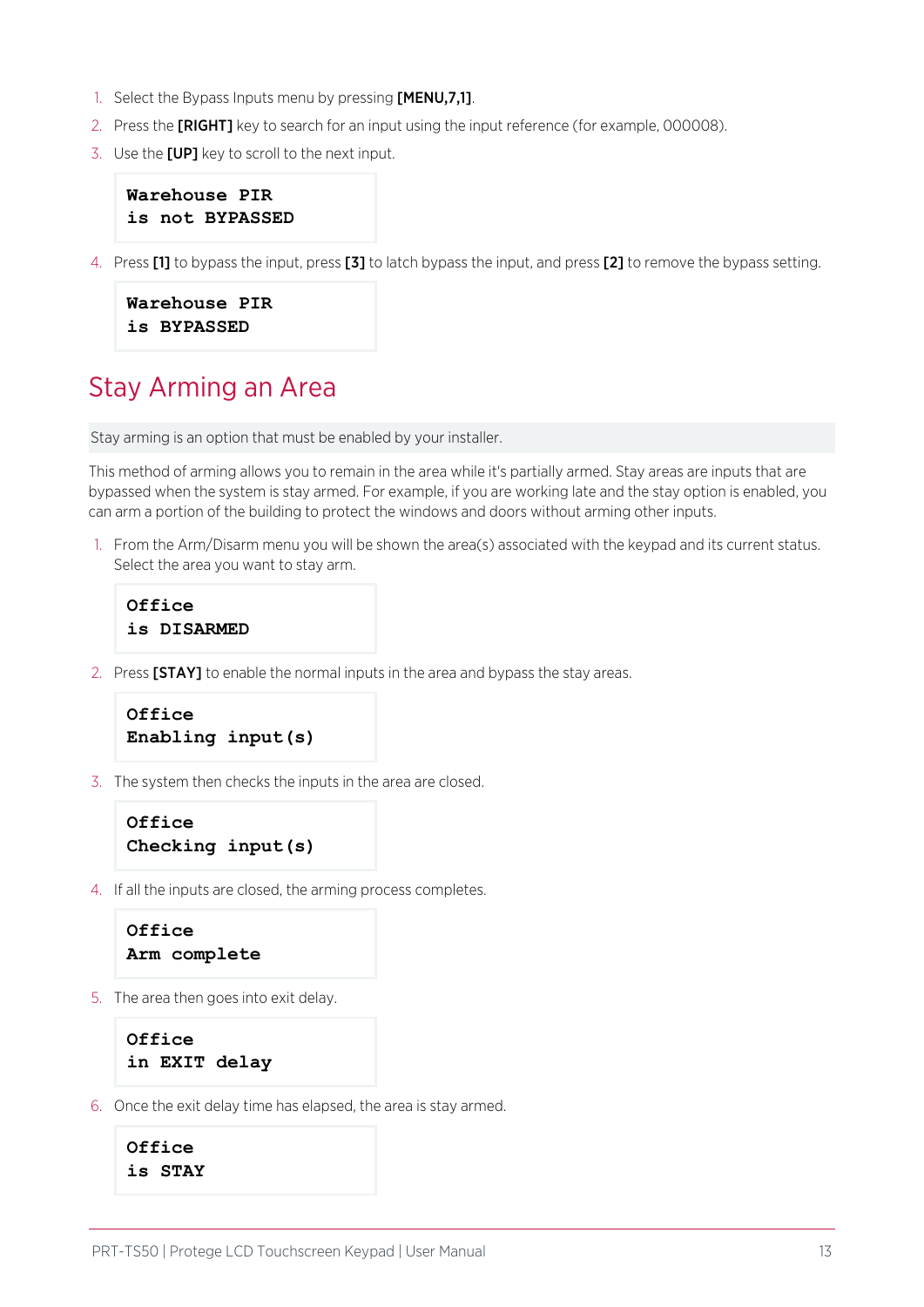1. Select the Bypass Inputs menu by pressing **[MENU,7,1]**.
2. Press the **[RIGHT]** key to search for an input using the input reference (for example, 000008).
3. Use the **[UP]** key to scroll to the next input.

```
Warehouse PIR
is not BYPASSED
```

4. Press **[1]** to bypass the input, press **[3]** to latch bypass the input, and press **[2]** to remove the bypass setting.

```
Warehouse PIR
is BYPASSED
```

# Stay Arming an Area

Stay arming is an option that must be enabled by your installer.

This method of arming allows you to remain in the area while it's partially armed. Stay areas are inputs that are bypassed when the system is stay armed. For example, if you are working late and the stay option is enabled, you can arm a portion of the building to protect the windows and doors without arming other inputs.

1. From the Arm/Disarm menu you will be shown the area(s) associated with the keypad and its current status. Select the area you want to stay arm.

```
Office
is DISARMED
```

2. Press **[STAY]** to enable the normal inputs in the area and bypass the stay areas.

```
Office
Enabling input(s)
```

3. The system then checks the inputs in the area are closed.

```
Office
Checking input(s)
```

4. If all the inputs are closed, the arming process completes.

```
Office
Arm complete
```

5. The area then goes into exit delay.

```
Office
in EXIT delay
```

6. Once the exit delay time has elapsed, the area is stay armed.

```
Office
is STAY
```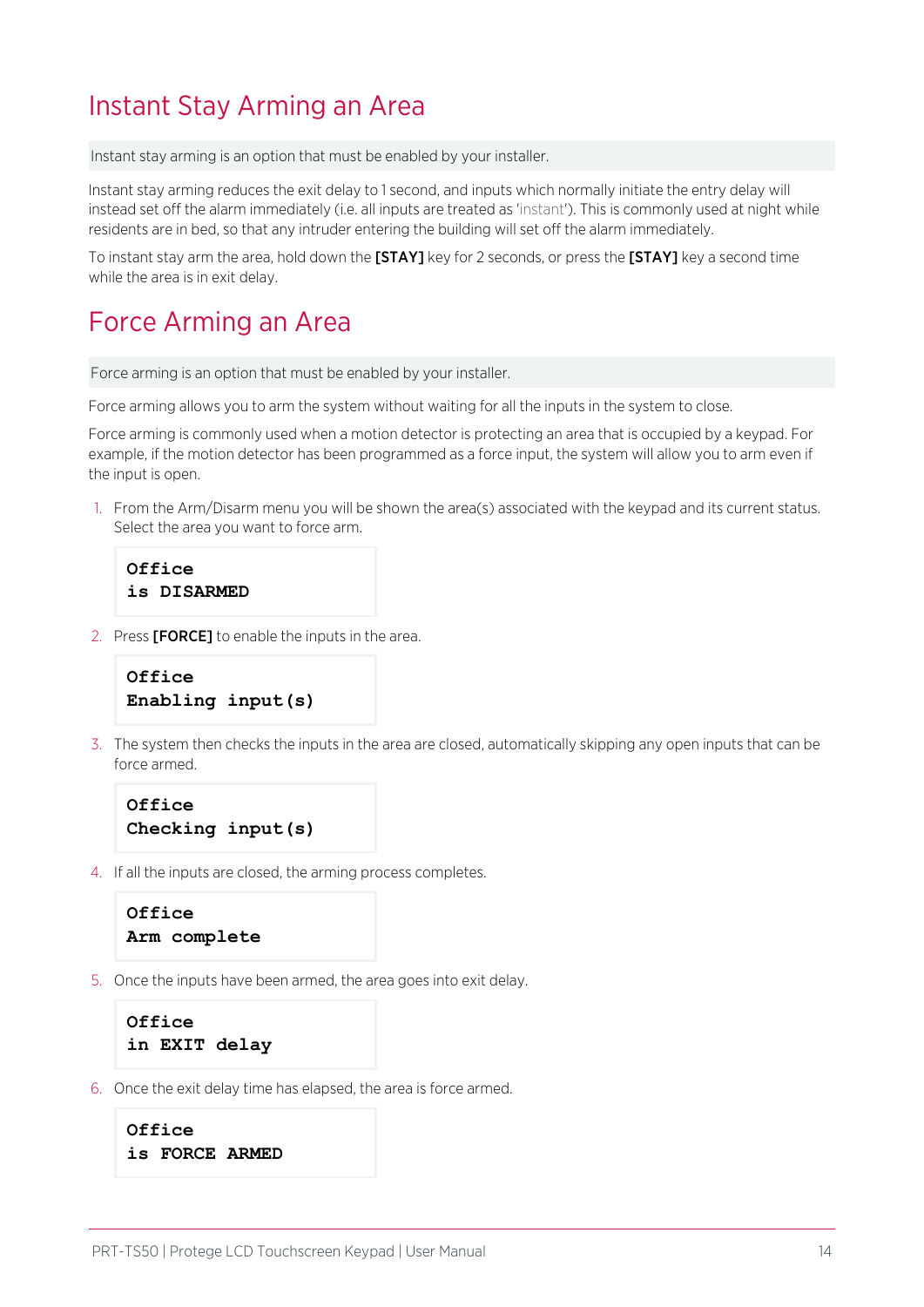## Instant Stay Arming an Area

> Instant stay arming is an option that must be enabled by your installer.

Instant stay arming reduces the exit delay to 1 second, and inputs which normally initiate the entry delay will instead set off the alarm immediately (i.e. all inputs are treated as 'instant'). This is commonly used at night while residents are in bed, so that any intruder entering the building will set off the alarm immediately.

To instant stay arm the area, hold down the **[STAY]** key for 2 seconds, or press the **[STAY]** key a second time while the area is in exit delay.

## Force Arming an Area

> Force arming is an option that must be enabled by your installer.

Force arming allows you to arm the system without waiting for all the inputs in the system to close.

Force arming is commonly used when a motion detector is protecting an area that is occupied by a keypad. For example, if the motion detector has been programmed as a force input, the system will allow you to arm even if the input is open.

1. From the Arm/Disarm menu you will be shown the area(s) associated with the keypad and its current status. Select the area you want to force arm.

   ```
   Office
   is DISARMED
   ```

2. Press **[FORCE]** to enable the inputs in the area.

   ```
   Office
   Enabling input(s)
   ```

3. The system then checks the inputs in the area are closed, automatically skipping any open inputs that can be force armed.

   ```
   Office
   Checking input(s)
   ```

4. If all the inputs are closed, the arming process completes.

   ```
   Office
   Arm complete
   ```

5. Once the inputs have been armed, the area goes into exit delay.

   ```
   Office
   in EXIT delay
   ```

6. Once the exit delay time has elapsed, the area is force armed.

   ```
   Office
   is FORCE ARMED
   ```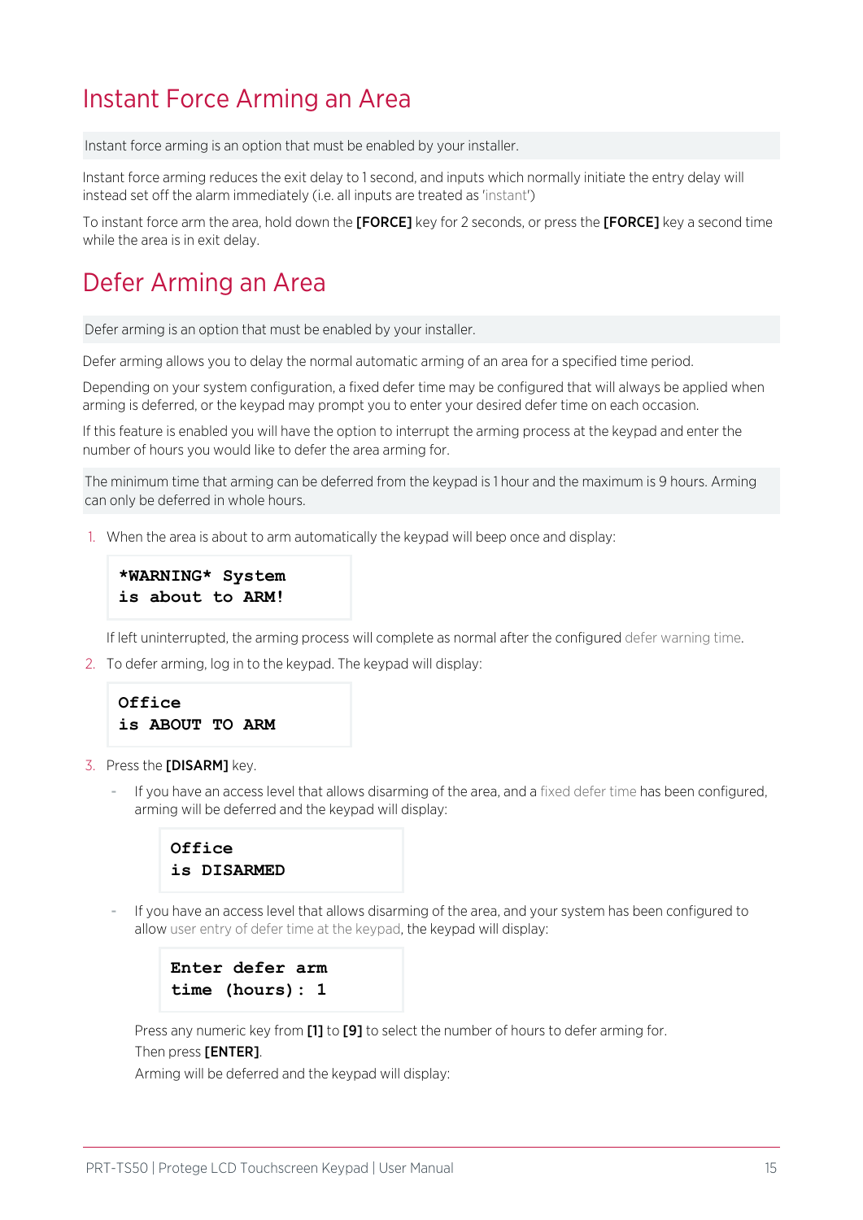## Instant Force Arming an Area

Instant force arming is an option that must be enabled by your installer.

Instant force arming reduces the exit delay to 1 second, and inputs which normally initiate the entry delay will instead set off the alarm immediately (i.e. all inputs are treated as 'instant')

To instant force arm the area, hold down the **[FORCE]** key for 2 seconds, or press the **[FORCE]** key a second time while the area is in exit delay.

## Defer Arming an Area

Defer arming is an option that must be enabled by your installer.

Defer arming allows you to delay the normal automatic arming of an area for a specified time period.

Depending on your system configuration, a fixed defer time may be configured that will always be applied when arming is deferred, or the keypad may prompt you to enter your desired defer time on each occasion.

If this feature is enabled you will have the option to interrupt the arming process at the keypad and enter the number of hours you would like to defer the area arming for.

The minimum time that arming can be deferred from the keypad is 1 hour and the maximum is 9 hours. Arming can only be deferred in whole hours.

1. When the area is about to arm automatically the keypad will beep once and display:

   ```
   *WARNING* System
   is about to ARM!
   ```

   If left uninterrupted, the arming process will complete as normal after the configured defer warning time.

2. To defer arming, log in to the keypad. The keypad will display:

   ```
   Office
   is ABOUT TO ARM
   ```

3. Press the **[DISARM]** key.

   - If you have an access level that allows disarming of the area, and a fixed defer time has been configured, arming will be deferred and the keypad will display:

     ```
     Office
     is DISARMED
     ```

   - If you have an access level that allows disarming of the area, and your system has been configured to allow user entry of defer time at the keypad, the keypad will display:

     ```
     Enter defer arm
     time (hours): 1
     ```

     Press any numeric key from **[1]** to **[9]** to select the number of hours to defer arming for.

     Then press **[ENTER]**.

     Arming will be deferred and the keypad will display: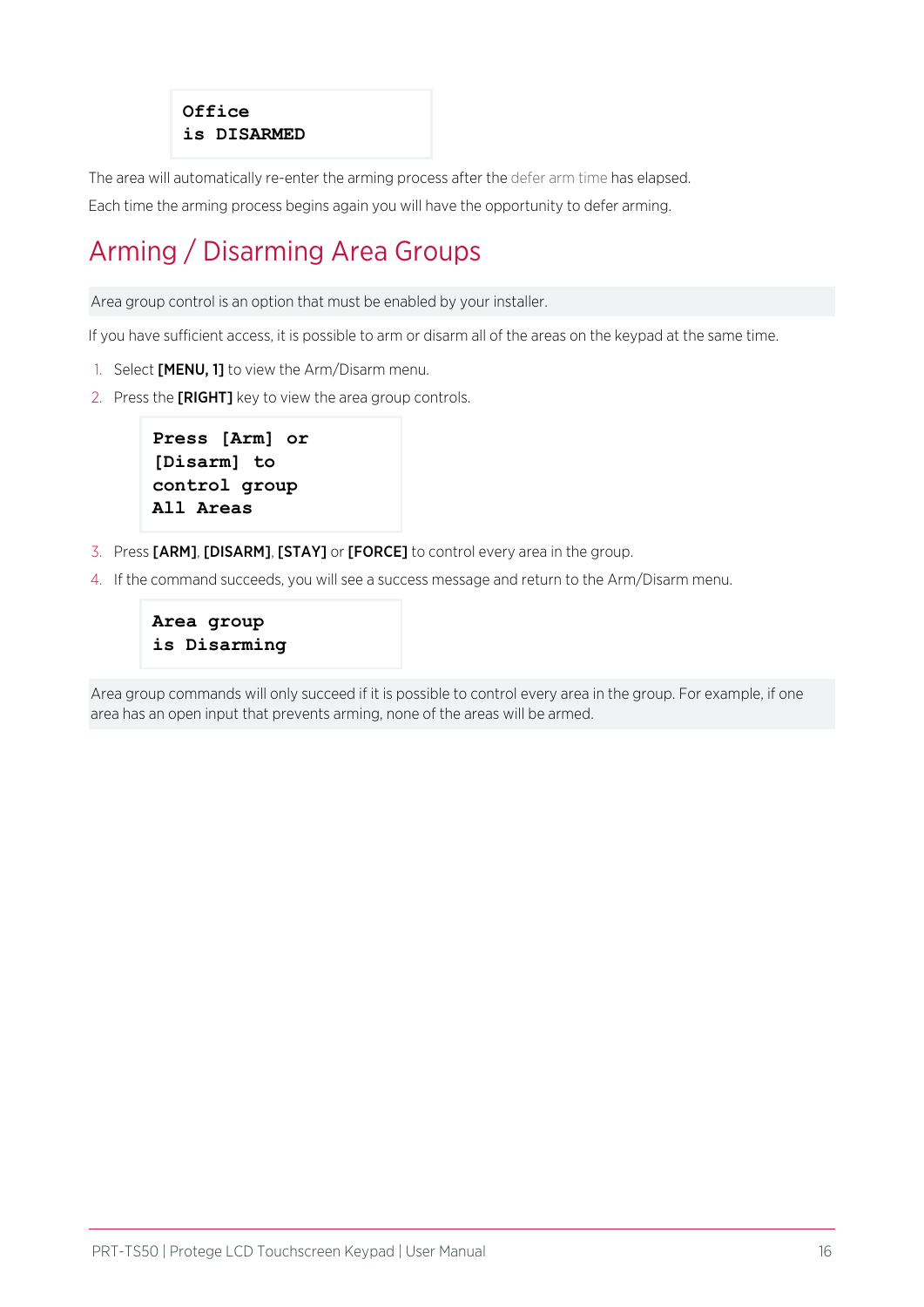```
Office
is DISARMED
```

The area will automatically re-enter the arming process after the defer arm time has elapsed.

Each time the arming process begins again you will have the opportunity to defer arming.

## Arming / Disarming Area Groups

Area group control is an option that must be enabled by your installer.

If you have sufficient access, it is possible to arm or disarm all of the areas on the keypad at the same time.

1. Select **[MENU, 1]** to view the Arm/Disarm menu.
2. Press the **[RIGHT]** key to view the area group controls.

```
Press [Arm] or
[Disarm] to
control group
All Areas
```

3. Press **[ARM]**, **[DISARM]**, **[STAY]** or **[FORCE]** to control every area in the group.
4. If the command succeeds, you will see a success message and return to the Arm/Disarm menu.

```
Area group
is Disarming
```

Area group commands will only succeed if it is possible to control every area in the group. For example, if one area has an open input that prevents arming, none of the areas will be armed.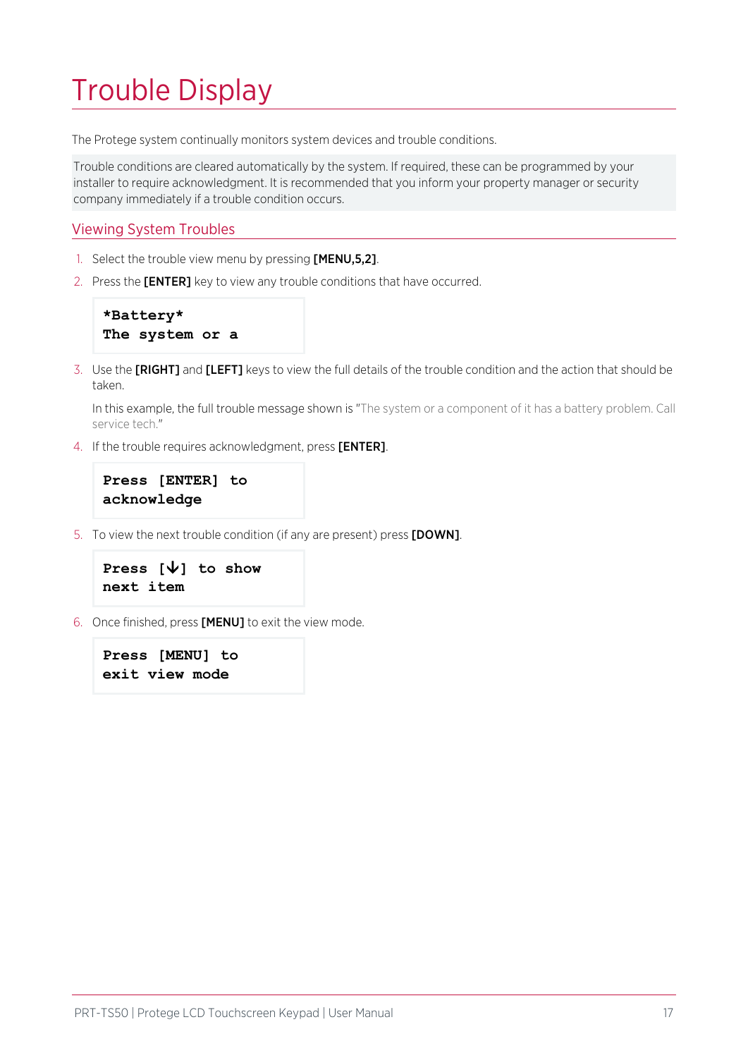# Trouble Display

The Protege system continually monitors system devices and trouble conditions.

Trouble conditions are cleared automatically by the system. If required, these can be programmed by your installer to require acknowledgment. It is recommended that you inform your property manager or security company immediately if a trouble condition occurs.

## Viewing System Troubles

1. Select the trouble view menu by pressing **[MENU,5,2]**.
2. Press the **[ENTER]** key to view any trouble conditions that have occurred.

```
*Battery*
The system or a
```

3. Use the **[RIGHT]** and **[LEFT]** keys to view the full details of the trouble condition and the action that should be taken.

   In this example, the full trouble message shown is "The system or a component of it has a battery problem. Call service tech."

4. If the trouble requires acknowledgment, press **[ENTER]**.

```
Press [ENTER] to
acknowledge
```

5. To view the next trouble condition (if any are present) press **[DOWN]**.

```
Press [↓] to show
next item
```

6. Once finished, press **[MENU]** to exit the view mode.

```
Press [MENU] to
exit view mode
```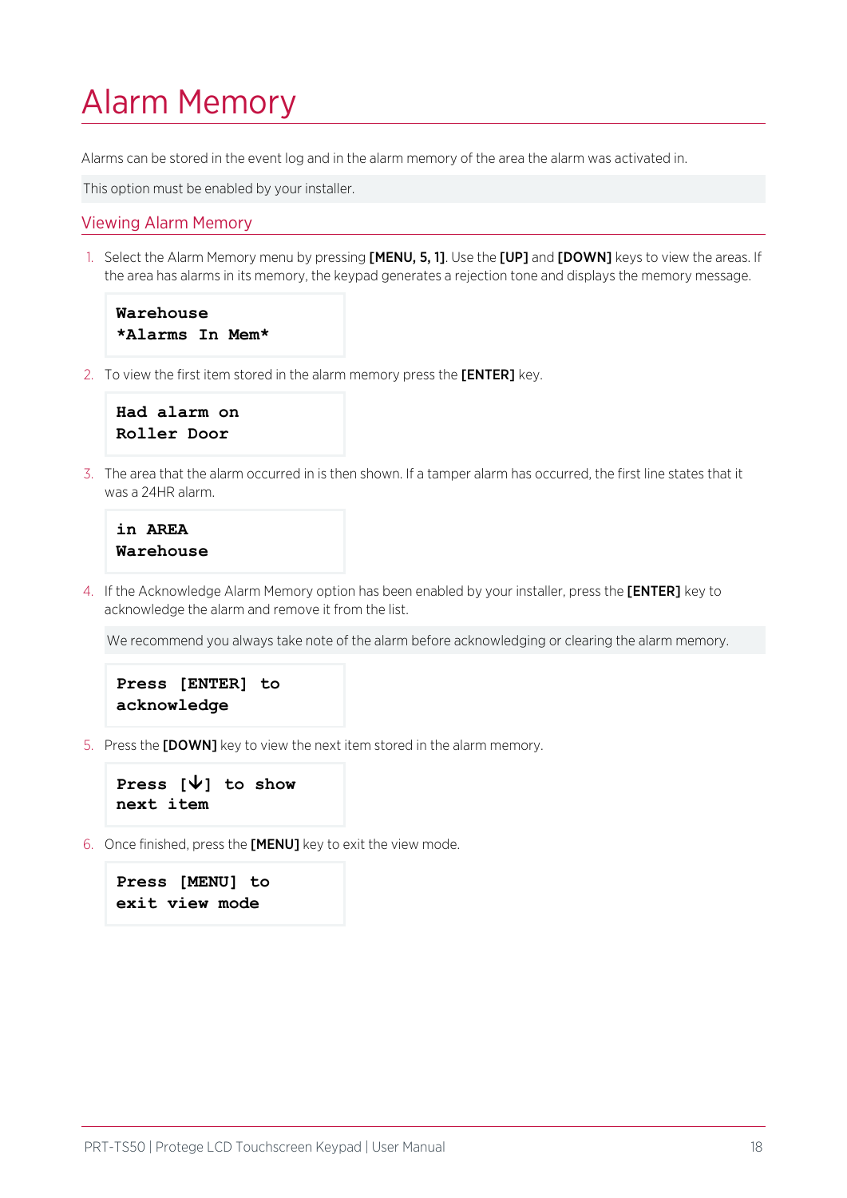# Alarm Memory

Alarms can be stored in the event log and in the alarm memory of the area the alarm was activated in.

This option must be enabled by your installer.

## Viewing Alarm Memory

1. Select the Alarm Memory menu by pressing **[MENU, 5, 1]**. Use the **[UP]** and **[DOWN]** keys to view the areas. If the area has alarms in its memory, the keypad generates a rejection tone and displays the memory message.

   ```
   Warehouse
   *Alarms In Mem*
   ```

2. To view the first item stored in the alarm memory press the **[ENTER]** key.

   ```
   Had alarm on
   Roller Door
   ```

3. The area that the alarm occurred in is then shown. If a tamper alarm has occurred, the first line states that it was a 24HR alarm.

   ```
   in AREA
   Warehouse
   ```

4. If the Acknowledge Alarm Memory option has been enabled by your installer, press the **[ENTER]** key to acknowledge the alarm and remove it from the list.

   We recommend you always take note of the alarm before acknowledging or clearing the alarm memory.

   ```
   Press [ENTER] to
   acknowledge
   ```

5. Press the **[DOWN]** key to view the next item stored in the alarm memory.

   ```
   Press [↓] to show
   next item
   ```

6. Once finished, press the **[MENU]** key to exit the view mode.

   ```
   Press [MENU] to
   exit view mode
   ```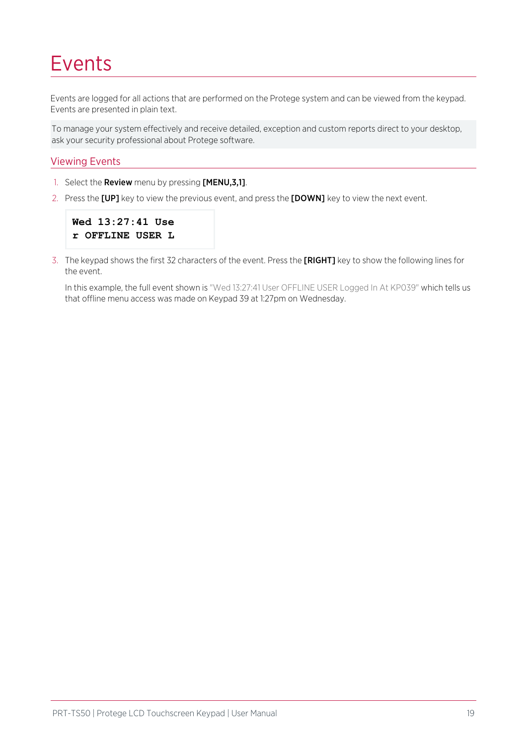# Events

Events are logged for all actions that are performed on the Protege system and can be viewed from the keypad. Events are presented in plain text.

To manage your system effectively and receive detailed, exception and custom reports direct to your desktop, ask your security professional about Protege software.

## Viewing Events

1. Select the **Review** menu by pressing **[MENU,3,1]**.
2. Press the **[UP]** key to view the previous event, and press the **[DOWN]** key to view the next event.

```
Wed 13:27:41 Use
r OFFLINE USER L
```

3. The keypad shows the first 32 characters of the event. Press the **[RIGHT]** key to show the following lines for the event.

   In this example, the full event shown is "Wed 13:27:41 User OFFLINE USER Logged In At KP039" which tells us that offline menu access was made on Keypad 39 at 1:27pm on Wednesday.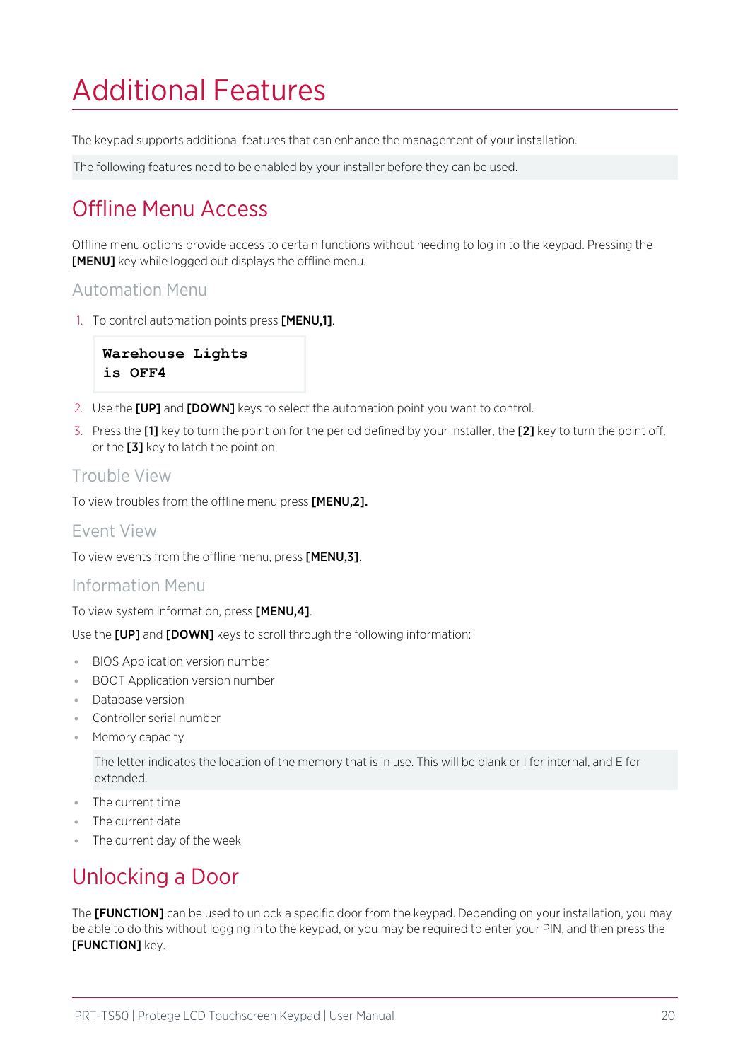# Additional Features

The keypad supports additional features that can enhance the management of your installation.

The following features need to be enabled by your installer before they can be used.

## Offline Menu Access

Offline menu options provide access to certain functions without needing to log in to the keypad. Pressing the **[MENU]** key while logged out displays the offline menu.

### Automation Menu

1. To control automation points press **[MENU,1]**.

```
Warehouse Lights
is OFF4
```

2. Use the **[UP]** and **[DOWN]** keys to select the automation point you want to control.
3. Press the **[1]** key to turn the point on for the period defined by your installer, the **[2]** key to turn the point off, or the **[3]** key to latch the point on.

### Trouble View

To view troubles from the offline menu press **[MENU,2].**

### Event View

To view events from the offline menu, press **[MENU,3]**.

### Information Menu

To view system information, press **[MENU,4]**.

Use the **[UP]** and **[DOWN]** keys to scroll through the following information:

- BIOS Application version number
- BOOT Application version number
- Database version
- Controller serial number
- Memory capacity

  The letter indicates the location of the memory that is in use. This will be blank or I for internal, and E for extended.

- The current time
- The current date
- The current day of the week

## Unlocking a Door

The **[FUNCTION]** can be used to unlock a specific door from the keypad. Depending on your installation, you may be able to do this without logging in to the keypad, or you may be required to enter your PIN, and then press the **[FUNCTION]** key.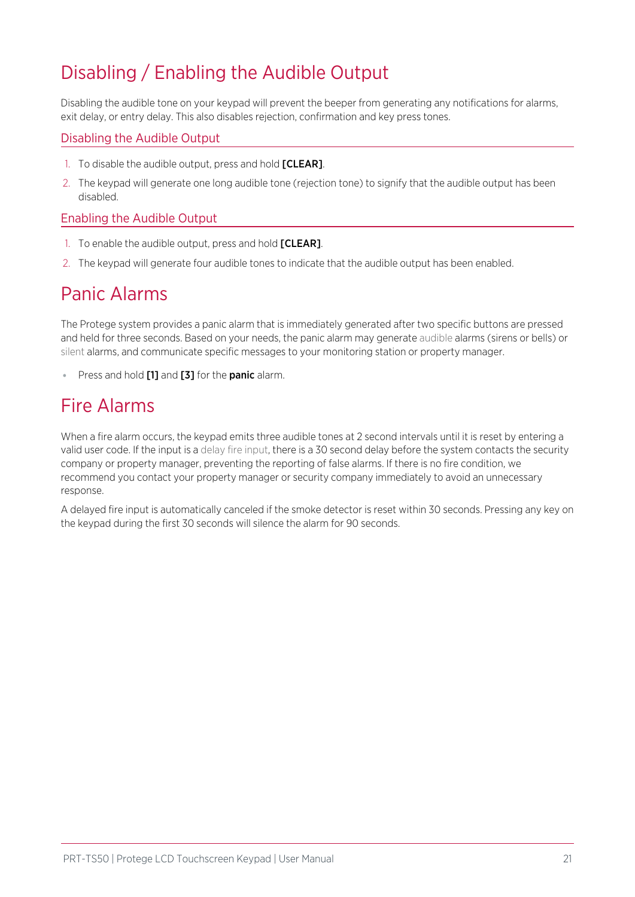# Disabling / Enabling the Audible Output

Disabling the audible tone on your keypad will prevent the beeper from generating any notifications for alarms, exit delay, or entry delay. This also disables rejection, confirmation and key press tones.

## Disabling the Audible Output

1. To disable the audible output, press and hold **[CLEAR]**.
2. The keypad will generate one long audible tone (rejection tone) to signify that the audible output has been disabled.

## Enabling the Audible Output

1. To enable the audible output, press and hold **[CLEAR]**.
2. The keypad will generate four audible tones to indicate that the audible output has been enabled.

# Panic Alarms

The Protege system provides a panic alarm that is immediately generated after two specific buttons are pressed and held for three seconds. Based on your needs, the panic alarm may generate audible alarms (sirens or bells) or silent alarms, and communicate specific messages to your monitoring station or property manager.

- Press and hold **[1]** and **[3]** for the **panic** alarm.

# Fire Alarms

When a fire alarm occurs, the keypad emits three audible tones at 2 second intervals until it is reset by entering a valid user code. If the input is a delay fire input, there is a 30 second delay before the system contacts the security company or property manager, preventing the reporting of false alarms. If there is no fire condition, we recommend you contact your property manager or security company immediately to avoid an unnecessary response.

A delayed fire input is automatically canceled if the smoke detector is reset within 30 seconds. Pressing any key on the keypad during the first 30 seconds will silence the alarm for 90 seconds.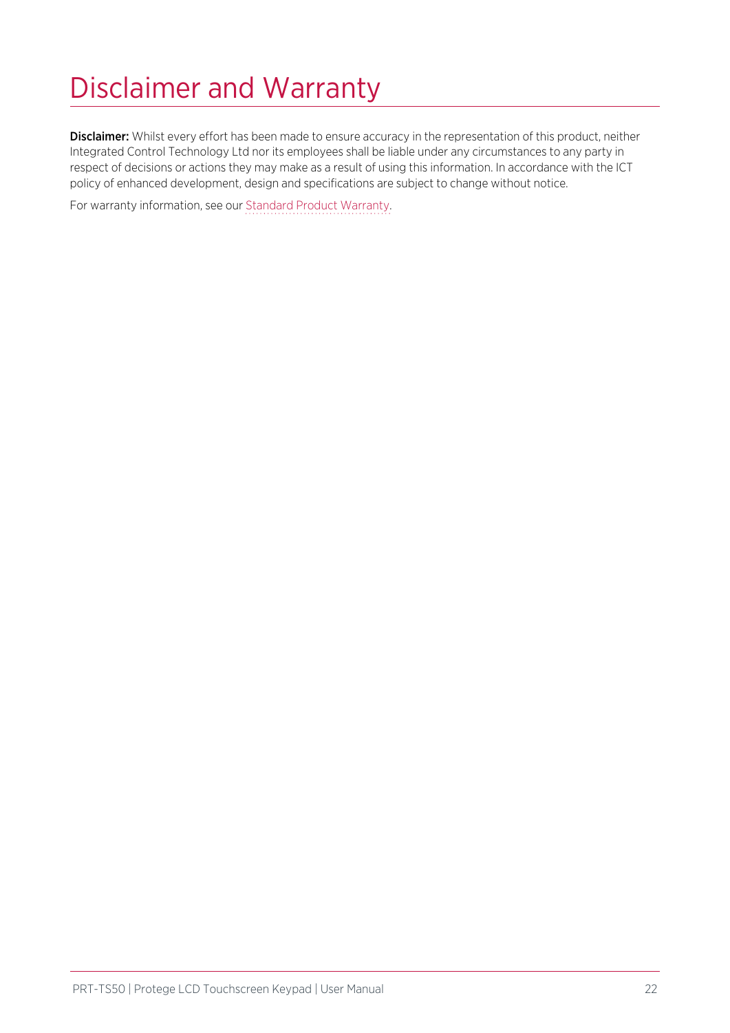# Disclaimer and Warranty

**Disclaimer:** Whilst every effort has been made to ensure accuracy in the representation of this product, neither Integrated Control Technology Ltd nor its employees shall be liable under any circumstances to any party in respect of decisions or actions they may make as a result of using this information. In accordance with the ICT policy of enhanced development, design and specifications are subject to change without notice.

For warranty information, see our Standard Product Warranty.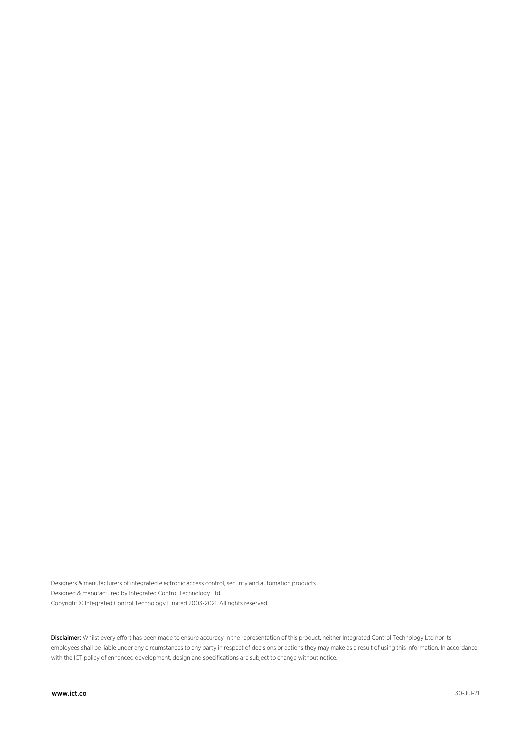Designers & manufacturers of integrated electronic access control, security and automation products.
Designed & manufactured by Integrated Control Technology Ltd.
Copyright © Integrated Control Technology Limited 2003-2021. All rights reserved.

**Disclaimer:** Whilst every effort has been made to ensure accuracy in the representation of this product, neither Integrated Control Technology Ltd nor its employees shall be liable under any circumstances to any party in respect of decisions or actions they may make as a result of using this information. In accordance with the ICT policy of enhanced development, design and specifications are subject to change without notice.

**www.ict.co**

30-Jul-21